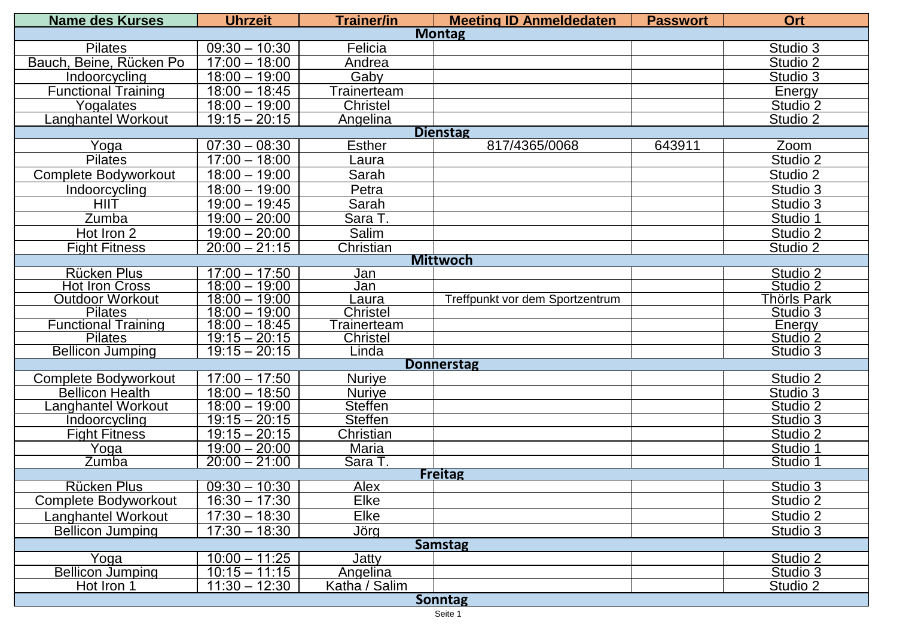| Name des Kurses | Uhrzeit | Trainer/in | Meeting ID Anmeldedaten | Passwort | Ort |
|---|---|---|---|---|---|
| **Montag** | | | | | |
| Pilates | 09:30 – 10:30 | Felicia | | | Studio 3 |
| Bauch, Beine, Rücken Po | 17:00 – 18:00 | Andrea | | | Studio 2 |
| Indoorcycling | 18:00 – 19:00 | Gaby | | | Studio 3 |
| Functional Training | 18:00 – 18:45 | Trainerteam | | | Energy |
| Yogalates | 18:00 – 19:00 | Christel | | | Studio 2 |
| Langhantel Workout | 19:15 – 20:15 | Angelina | | | Studio 2 |
| **Dienstag** | | | | | |
| Yoga | 07:30 – 08:30 | Esther | 817/4365/0068 | 643911 | Zoom |
| Pilates | 17:00 – 18:00 | Laura | | | Studio 2 |
| Complete Bodyworkout | 18:00 – 19:00 | Sarah | | | Studio 2 |
| Indoorcycling | 18:00 – 19:00 | Petra | | | Studio 3 |
| HIIT | 19:00 – 19:45 | Sarah | | | Studio 3 |
| Zumba | 19:00 – 20:00 | Sara T. | | | Studio 1 |
| Hot Iron 2 | 19:00 – 20:00 | Salim | | | Studio 2 |
| Fight Fitness | 20:00 – 21:15 | Christian | | | Studio 2 |
| **Mittwoch** | | | | | |
| Rücken Plus | 17:00 – 17:50 | Jan | | | Studio 2 |
| Hot Iron Cross | 18:00 – 19:00 | Jan | | | Studio 2 |
| Outdoor Workout | 18:00 – 19:00 | Laura | Treffpunkt vor dem Sportzentrum | | Thörls Park |
| Pilates | 18:00 – 19:00 | Christel | | | Studio 3 |
| Functional Training | 18:00 – 18:45 | Trainerteam | | | Energy |
| Pilates | 19:15 – 20:15 | Christel | | | Studio 2 |
| Bellicon Jumping | 19:15 – 20:15 | Linda | | | Studio 3 |
| **Donnerstag** | | | | | |
| Complete Bodyworkout | 17:00 – 17:50 | Nuriye | | | Studio 2 |
| Bellicon Health | 18:00 – 18:50 | Nuriye | | | Studio 3 |
| Langhantel Workout | 18:00 – 19:00 | Steffen | | | Studio 2 |
| Indoorcycling | 19:15 – 20:15 | Steffen | | | Studio 3 |
| Fight Fitness | 19:15 – 20:15 | Christian | | | Studio 2 |
| Yoga | 19:00 – 20:00 | Maria | | | Studio 1 |
| Zumba | 20:00 – 21:00 | Sara T. | | | Studio 1 |
| **Freitag** | | | | | |
| Rücken Plus | 09:30 – 10:30 | Alex | | | Studio 3 |
| Complete Bodyworkout | 16:30 – 17:30 | Elke | | | Studio 2 |
| Langhantel Workout | 17:30 – 18:30 | Elke | | | Studio 2 |
| Bellicon Jumping | 17:30 – 18:30 | Jörg | | | Studio 3 |
| **Samstag** | | | | | |
| Yoga | 10:00 – 11:25 | Jatty | | | Studio 2 |
| Bellicon Jumping | 10:15 – 11:15 | Angelina | | | Studio 3 |
| Hot Iron 1 | 11:30 – 12:30 | Katha / Salim | | | Studio 2 |
| **Sonntag** | | | | | |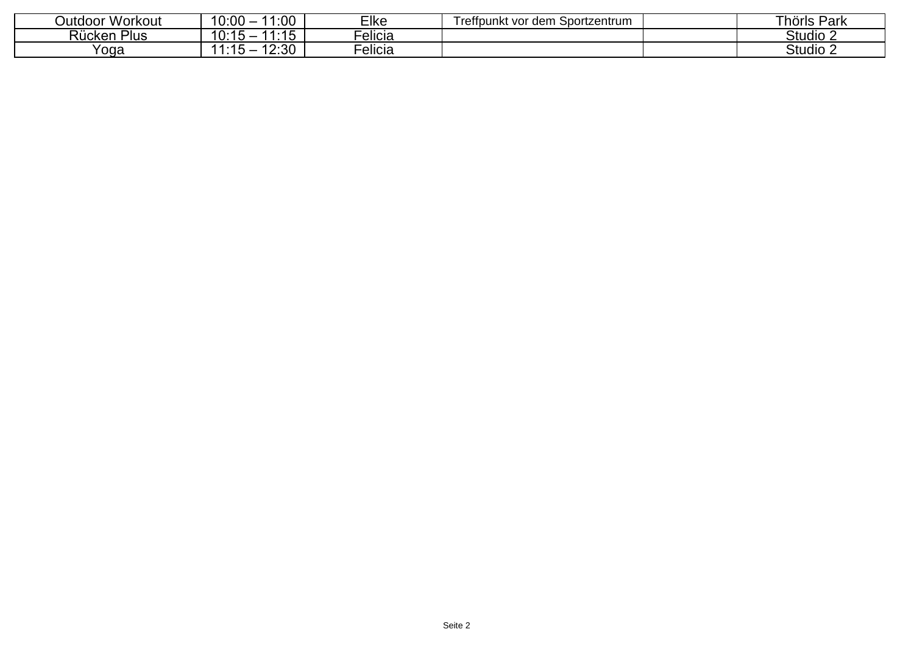| | | | | | |
|---|---|---|---|---|---|
| Outdoor Workout | 10:00 – 11:00 | Elke | Treffpunkt vor dem Sportzentrum | | Thörls Park |
| Rücken Plus | 10:15 – 11:15 | Felicia | | | Studio 2 |
| Yoga | 11:15 – 12:30 | Felicia | | | Studio 2 |